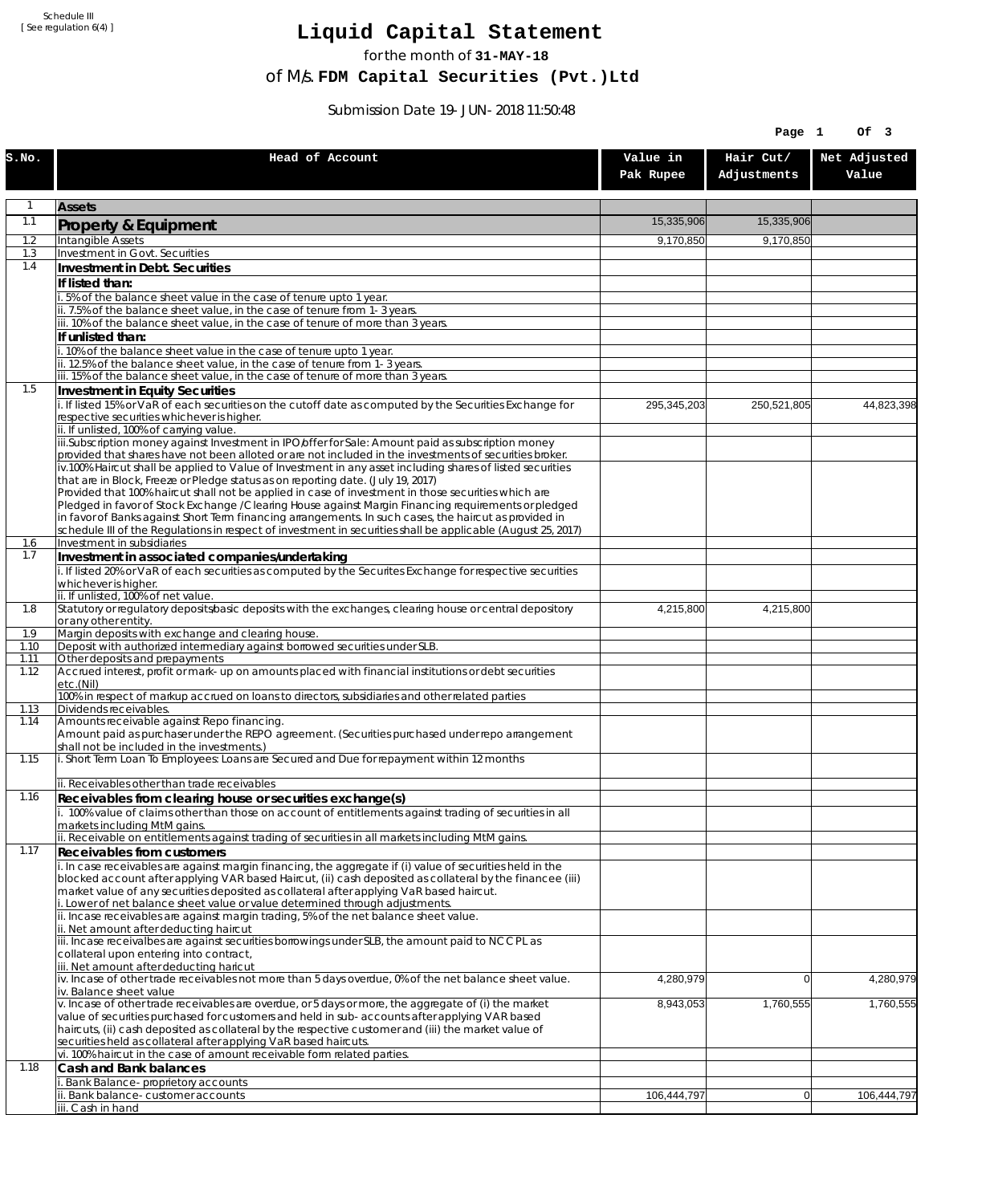Schedule III
[ See regulation 6(4) ]

# Liquid Capital Statement

for the month of **31-MAY-18**

of M/s. **FDM Capital Securities (Pvt.)Ltd**

Submission Date 19-JUN-2018 11:50:48

| S.No. | Head of Account | Value in Pak Rupee | Hair Cut/ Adjustments | Net Adjusted Value |
|---|---|---|---|---|
| 1 | **Assets** | | | |
| 1.1 | **Property & Equipment** | 15,335,906 | 15,335,906 | |
| 1.2 | Intangible Assets | 9,170,850 | 9,170,850 | |
| 1.3 | Investment in Govt. Securities | | | |
| 1.4 | **Investment in Debt. Securities** | | | |
| | **If listed than:** | | | |
| | i. 5% of the balance sheet value in the case of tenure upto 1 year. | | | |
| | ii. 7.5% of the balance sheet value, in the case of tenure from 1-3 years. | | | |
| | iii. 10% of the balance sheet value, in the case of tenure of more than 3 years. | | | |
| | **If unlisted than:** | | | |
| | i. 10% of the balance sheet value in the case of tenure upto 1 year. | | | |
| | ii. 12.5% of the balance sheet value, in the case of tenure from 1-3 years. | | | |
| | iii. 15% of the balance sheet value, in the case of tenure of more than 3 years. | | | |
| 1.5 | **Investment in Equity Securities** | | | |
| | i. If listed 15% or VaR of each securities on the cutoff date as computed by the Securities Exchange for respective securities whichever is higher. | 295,345,203 | 250,521,805 | 44,823,398 |
| | ii. If unlisted, 100% of carrying value. | | | |
| | iii.Subscription money against Investment in IPO/offer for Sale: Amount paid as subscription money provided that shares have not been alloted or are not included in the investments of securities broker. | | | |
| | iv.100% Haircut shall be applied to Value of Investment in any asset including shares of listed securities that are in Block, Freeze or Pledge status as on reporting date. (July 19, 2017)<br>Provided that 100% haircut shall not be applied in case of investment in those securities which are Pledged in favor of Stock Exchange / Clearing House against Margin Financing requirements or pledged in favor of Banks against Short Term financing arrangements. In such cases, the haircut as provided in schedule III of the Regulations in respect of investment in securities shall be applicable (August 25, 2017) | | | |
| 1.6 | Investment in subsidiaries | | | |
| 1.7 | **Investment in associated companies/undertaking** | | | |
| | i. If listed 20% or VaR of each securities as computed by the Securites Exchange for respective securities whichever is higher. | | | |
| | ii. If unlisted, 100% of net value. | | | |
| 1.8 | Statutory or regulatory deposits/basic deposits with the exchanges, clearing house or central depository or any other entity. | 4,215,800 | 4,215,800 | |
| 1.9 | Margin deposits with exchange and clearing house. | | | |
| 1.10 | Deposit with authorized intermediary against borrowed securities under SLB. | | | |
| 1.11 | Other deposits and prepayments | | | |
| 1.12 | Accrued interest, profit or mark-up on amounts placed with financial institutions or debt securities etc.(Nil) | | | |
| | 100% in respect of markup accrued on loans to directors, subsidiaries and other related parties | | | |
| 1.13 | Dividends receivables. | | | |
| 1.14 | Amounts receivable against Repo financing.<br>Amount paid as purchaser under the REPO agreement. (Securities purchased under repo arrangement shall not be included in the investments.) | | | |
| 1.15 | i. Short Term Loan To Employees: Loans are Secured and Due for repayment within 12 months | | | |
| | ii. Receivables other than trade receivables | | | |
| 1.16 | **Receivables from clearing house or securities exchange(s)** | | | |
| | i. 100% value of claims other than those on account of entitlements against trading of securities in all markets including MtM gains. | | | |
| | ii. Receivable on entitlements against trading of securities in all markets including MtM gains. | | | |
| 1.17 | **Receivables from customers** | | | |
| | i. In case receivables are against margin financing, the aggregate if (i) value of securities held in the blocked account after applying VAR based Haircut, (ii) cash deposited as collateral by the financee (iii) market value of any securities deposited as collateral after applying VaR based haircut.<br>i. Lower of net balance sheet value or value determined through adjustments. | | | |
| | ii. Incase receivables are against margin trading, 5% of the net balance sheet value.<br>ii. Net amount after deducting haircut | | | |
| | iii. Incase receivalbes are against securities borrowings under SLB, the amount paid to NCCPL as collateral upon entering into contract,<br>iii. Net amount after deducting haricut | | | |
| | iv. Incase of other trade receivables not more than 5 days overdue, 0% of the net balance sheet value.<br>iv. Balance sheet value | 4,280,979 | 0 | 4,280,979 |
| | v. Incase of other trade receivables are overdue, or 5 days or more, the aggregate of (i) the market value of securities purchased for customers and held in sub-accounts after applying VAR based haircuts, (ii) cash deposited as collateral by the respective customer and (iii) the market value of securities held as collateral after applying VaR based haircuts. | 8,943,053 | 1,760,555 | 1,760,555 |
| | vi. 100% haircut in the case of amount receivable form related parties. | | | |
| 1.18 | **Cash and Bank balances** | | | |
| | i. Bank Balance-proprietory accounts | | | |
| | ii. Bank balance-customer accounts | 106,444,797 | 0 | 106,444,797 |
| | iii. Cash in hand | | | |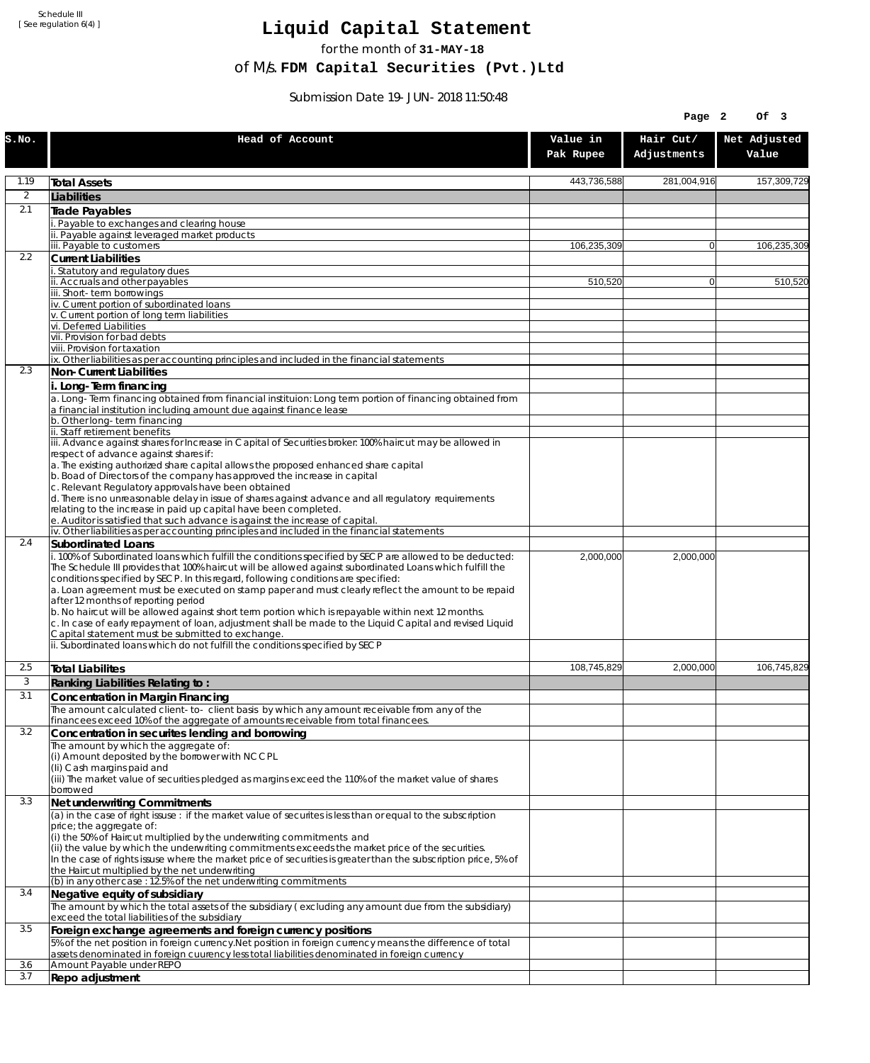Schedule III
[ See regulation 6(4) ]

# Liquid Capital Statement

for the month of **31-MAY-18**

of M/s. **FDM Capital Securities (Pvt.)Ltd**

Submission Date 19-JUN-2018 11:50:48

| S.No. | Head of Account | Value in Pak Rupee | Hair Cut/ Adjustments | Net Adjusted Value |
|---|---|---|---|---|
| 1.19 | **Total Assets** | 443,736,588 | 281,004,916 | 157,309,729 |
| 2 | **Liabilities** | | | |
| 2.1 | **Trade Payables** | | | |
| | i. Payable to exchanges and clearing house | | | |
| | ii. Payable against leveraged market products | | | |
| | iii. Payable to customers | 106,235,309 | 0 | 106,235,309 |
| 2.2 | **Current Liabilities** | | | |
| | i. Statutory and regulatory dues | | | |
| | ii. Accruals and other payables | 510,520 | 0 | 510,520 |
| | iii. Short-term borrowings | | | |
| | iv. Current portion of subordinated loans | | | |
| | v. Current portion of long term liabilities | | | |
| | vi. Deferred Liabilities | | | |
| | vii. Provision for bad debts | | | |
| | viii. Provision for taxation | | | |
| | ix. Other liabilities as per accounting principles and included in the financial statements | | | |
| 2.3 | **Non-Current Liabilities** | | | |
| | **i. Long-Term financing** | | | |
| | a. Long-Term financing obtained from financial instituion: Long term portion of financing obtained from a financial institution including amount due against finance lease | | | |
| | b. Other long-term financing | | | |
| | ii. Staff retirement benefits | | | |
| | iii. Advance against shares for Increase in Capital of Securities broker: 100% haircut may be allowed in respect of advance against shares if:<br>a. The existing authorized share capital allows the proposed enhanced share capital<br>b. Boad of Directors of the company has approved the increase in capital<br>c. Relevant Regulatory approvals have been obtained<br>d. There is no unreasonable delay in issue of shares against advance and all regulatory requirements relating to the increase in paid up capital have been completed.<br>e. Auditor is satisfied that such advance is against the increase of capital. | | | |
| | iv. Other liabilities as per accounting principles and included in the financial statements | | | |
| 2.4 | **Subordinated Loans** | | | |
| | i. 100% of Subordinated loans which fulfill the conditions specified by SECP are allowed to be deducted:<br>The Schedule III provides that 100% haircut will be allowed against subordinated Loans which fulfill the conditions specified by SECP. In this regard, following conditions are specified:<br>a. Loan agreement must be executed on stamp paper and must clearly reflect the amount to be repaid after 12 months of reporting period<br>b. No haircut will be allowed against short term portion which is repayable within next 12 months.<br>c. In case of early repayment of loan, adjustment shall be made to the Liquid Capital and revised Liquid Capital statement must be submitted to exchange. | 2,000,000 | 2,000,000 | |
| | ii. Subordinated loans which do not fulfill the conditions specified by SECP | | | |
| 2.5 | **Total Liabilites** | 108,745,829 | 2,000,000 | 106,745,829 |
| 3 | **Ranking Liabilities Relating to :** | | | |
| 3.1 | **Concentration in Margin Financing** | | | |
| | The amount calculated client-to- client basis by which any amount receivable from any of the financees exceed 10% of the aggregate of amounts receivable from total financees. | | | |
| 3.2 | **Concentration in securites lending and borrowing** | | | |
| | The amount by which the aggregate of:<br>(i) Amount deposited by the borrower with NCCPL<br>(Ii) Cash margins paid and<br>(iii) The market value of securities pledged as margins exceed the 110% of the market value of shares borrowed | | | |
| 3.3 | **Net underwriting Commitments** | | | |
| | (a) in the case of right issuse : if the market value of securites is less than or equal to the subscription price; the aggregate of:<br>(i) the 50% of Haircut multiplied by the underwriting commitments and<br>(ii) the value by which the underwriting commitments exceeds the market price of the securities.<br>In the case of rights issuse where the market price of securities is greater than the subscription price, 5% of the Haircut multiplied by the net underwriting | | | |
| | (b) in any other case : 12.5% of the net underwriting commitments | | | |
| 3.4 | **Negative equity of subsidiary** | | | |
| | The amount by which the total assets of the subsidiary ( excluding any amount due from the subsidiary) exceed the total liabilities of the subsidiary | | | |
| 3.5 | **Foreign exchange agreements and foreign currency positions** | | | |
| | 5% of the net position in foreign currency.Net position in foreign currency means the difference of total assets denominated in foreign cuurency less total liabilities denominated in foreign currency | | | |
| 3.6 | Amount Payable under REPO | | | |
| 3.7 | **Repo adjustment** | | | |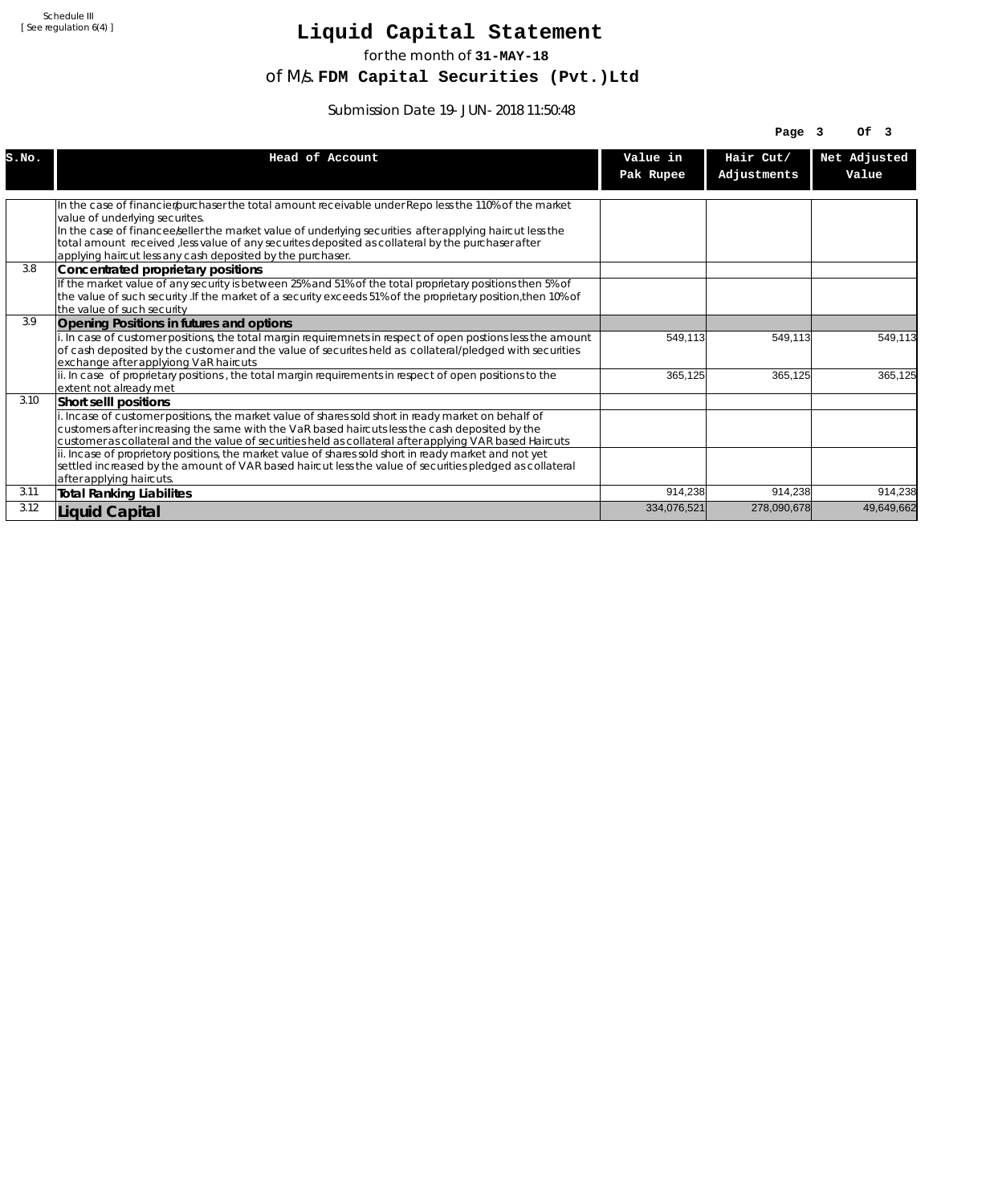Schedule III
[ See regulation 6(4) ]

# Liquid Capital Statement

for the month of **31-MAY-18**

of M/s. **FDM Capital Securities (Pvt.)Ltd**

Submission Date 19-JUN-2018 11:50:48

| S.No. | Head of Account | Value in Pak Rupee | Hair Cut/ Adjustments | Net Adjusted Value |
|---|---|---|---|---|
| | In the case of financier/purchaser the total amount receivable under Repo less the 110% of the market value of underlying securites.<br>In the case of financee/seller the market value of underlying securities after applying haircut less the total amount received ,less value of any securites deposited as collateral by the purchaser after applying haircut less any cash deposited by the purchaser. | | | |
| 3.8 | **Concentrated proprietary positions** | | | |
| | If the market value of any security is between 25% and 51% of the total proprietary positions then 5% of the value of such security .If the market of a security exceeds 51% of the proprietary position,then 10% of the value of such security | | | |
| 3.9 | **Opening Positions in futures and options** | | | |
| | i. In case of customer positions, the total margin requiremnets in respect of open postions less the amount of cash deposited by the customer and the value of securites held as collateral/pledged with securities exchange after applyiong VaR haircuts | 549,113 | 549,113 | 549,113 |
| | ii. In case of proprietary positions , the total margin requirements in respect of open positions to the extent not already met | 365,125 | 365,125 | 365,125 |
| 3.10 | **Short selll positions** | | | |
| | i. Incase of customer positions, the market value of shares sold short in ready market on behalf of customers after increasing the same with the VaR based haircuts less the cash deposited by the customer as collateral and the value of securities held as collateral after applying VAR based Haircuts | | | |
| | ii. Incase of proprietory positions, the market value of shares sold short in ready market and not yet settled increased by the amount of VAR based haircut less the value of securities pledged as collateral after applying haircuts. | | | |
| 3.11 | **Total Ranking Liabilites** | 914,238 | 914,238 | 914,238 |
| 3.12 | **Liquid Capital** | 334,076,521 | 278,090,678 | 49,649,662 |